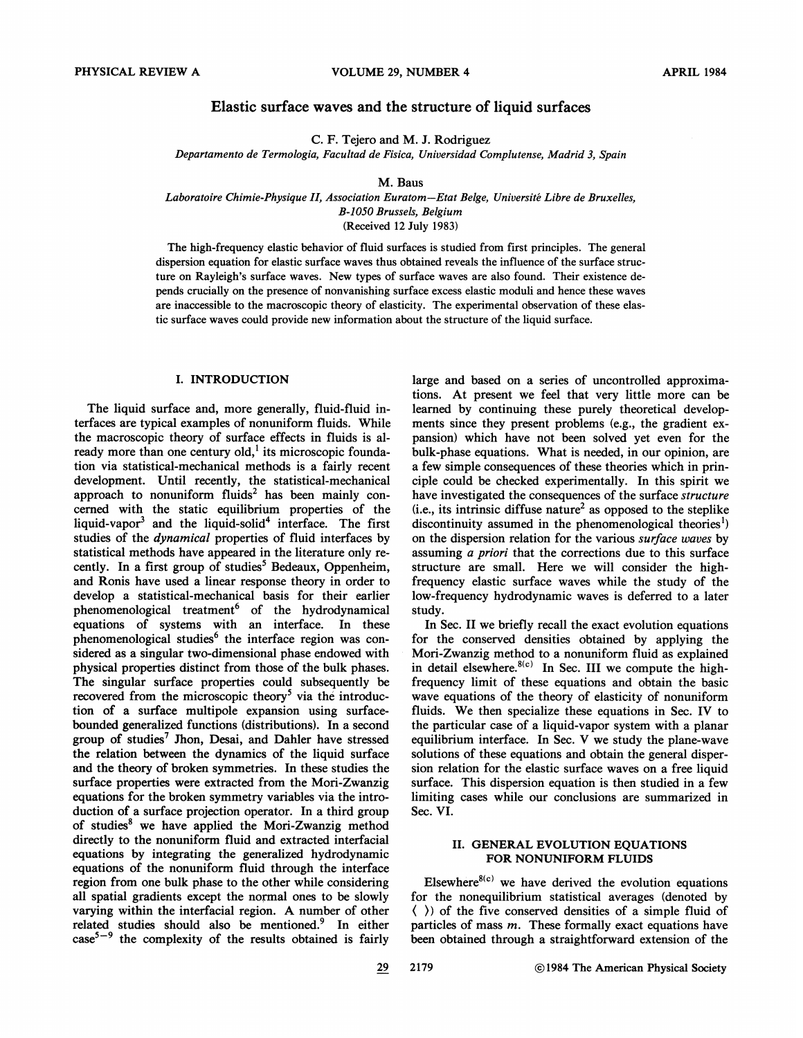# Elastic surface waves and the structure of liquid surfaces

C. F. Tejero and M. J. Rodriguez

*Departamento de Termologia, Facultad de Fisica, Universidad Complutense, Madrid 3, Spain*

M. Baus

*Laboratoire Chimie-Physique II, Association Euratom—Etat Belge, Université Libre de Bruxelles, B-1050 Brussels, Belgium*

(Received 12 July 1983)

The high-frequency elastic behavior of fluid surfaces is studied from first principles. The general dispersion equation for elastic surface waves thus obtained reveals the influence of the surface structure on Rayleigh's surface waves. New types of surface waves are also found. Their existence depends crucially on the presence of nonvanishing surface excess elastic moduli and hence these waves are inaccessible to the macroscopic theory of elasticity. The experimental observation of these elastic surface waves could provide new information about the structure of the liquid surface.

## I. INTRODUCTION

The liquid surface and, more generally, fluid-fluid interfaces are typical examples of nonuniform fluids. While the macroscopic theory of surface effects in fluids is already more than one century old,[1] its microscopic foundation via statistical-mechanical methods is a fairly recent development. Until recently, the statistical-mechanical approach to nonuniform fluids[2] has been mainly concerned with the static equilibrium properties of the liquid-vapor[3] and the liquid-solid[4] interface. The first studies of the *dynamical* properties of fluid interfaces by statistical methods have appeared in the literature only recently. In a first group of studies[5] Bedeaux, Oppenheim, and Ronis have used a linear response theory in order to develop a statistical-mechanical basis for their earlier phenomenological treatment[6] of the hydrodynamical equations of systems with an interface. In these phenomenological studies[6] the interface region was considered as a singular two-dimensional phase endowed with physical properties distinct from those of the bulk phases. The singular surface properties could subsequently be recovered from the microscopic theory[5] via the introduction of a surface multipole expansion using surface-bounded generalized functions (distributions). In a second group of studies[7] Jhon, Desai, and Dahler have stressed the relation between the dynamics of the liquid surface and the theory of broken symmetries. In these studies the surface properties were extracted from the Mori-Zwanzig equations for the broken symmetry variables via the introduction of a surface projection operator. In a third group of studies[8] we have applied the Mori-Zwanzig method directly to the nonuniform fluid and extracted interfacial equations by integrating the generalized hydrodynamic equations of the nonuniform fluid through the interface region from one bulk phase to the other while considering all spatial gradients except the normal ones to be slowly varying within the interfacial region. A number of other related studies should also be mentioned.[9] In either case[5–9] the complexity of the results obtained is fairly large and based on a series of uncontrolled approximations. At present we feel that very little more can be learned by continuing these purely theoretical developments since they present problems (e.g., the gradient expansion) which have not been solved yet even for the bulk-phase equations. What is needed, in our opinion, are a few simple consequences of these theories which in principle could be checked experimentally. In this spirit we have investigated the consequences of the surface *structure* (i.e., its intrinsic diffuse nature[2] as opposed to the steplike discontinuity assumed in the phenomenological theories[1]) on the dispersion relation for the various *surface waves* by assuming *a priori* that the corrections due to this surface structure are small. Here we will consider the high-frequency elastic surface waves while the study of the low-frequency hydrodynamic waves is deferred to a later study.

In Sec. II we briefly recall the exact evolution equations for the conserved densities obtained by applying the Mori-Zwanzig method to a nonuniform fluid as explained in detail elsewhere.[8(c)] In Sec. III we compute the high-frequency limit of these equations and obtain the basic wave equations of the theory of elasticity of nonuniform fluids. We then specialize these equations in Sec. IV to the particular case of a liquid-vapor system with a planar equilibrium interface. In Sec. V we study the plane-wave solutions of these equations and obtain the general dispersion relation for the elastic surface waves on a free liquid surface. This dispersion equation is then studied in a few limiting cases while our conclusions are summarized in Sec. VI.

## II. GENERAL EVOLUTION EQUATIONS FOR NONUNIFORM FLUIDS

Elsewhere[8(c)] we have derived the evolution equations for the nonequilibrium statistical averages (denoted by $\langle\ \rangle$) of the five conserved densities of a simple fluid of particles of mass $m$. These formally exact equations have been obtained through a straightforward extension of the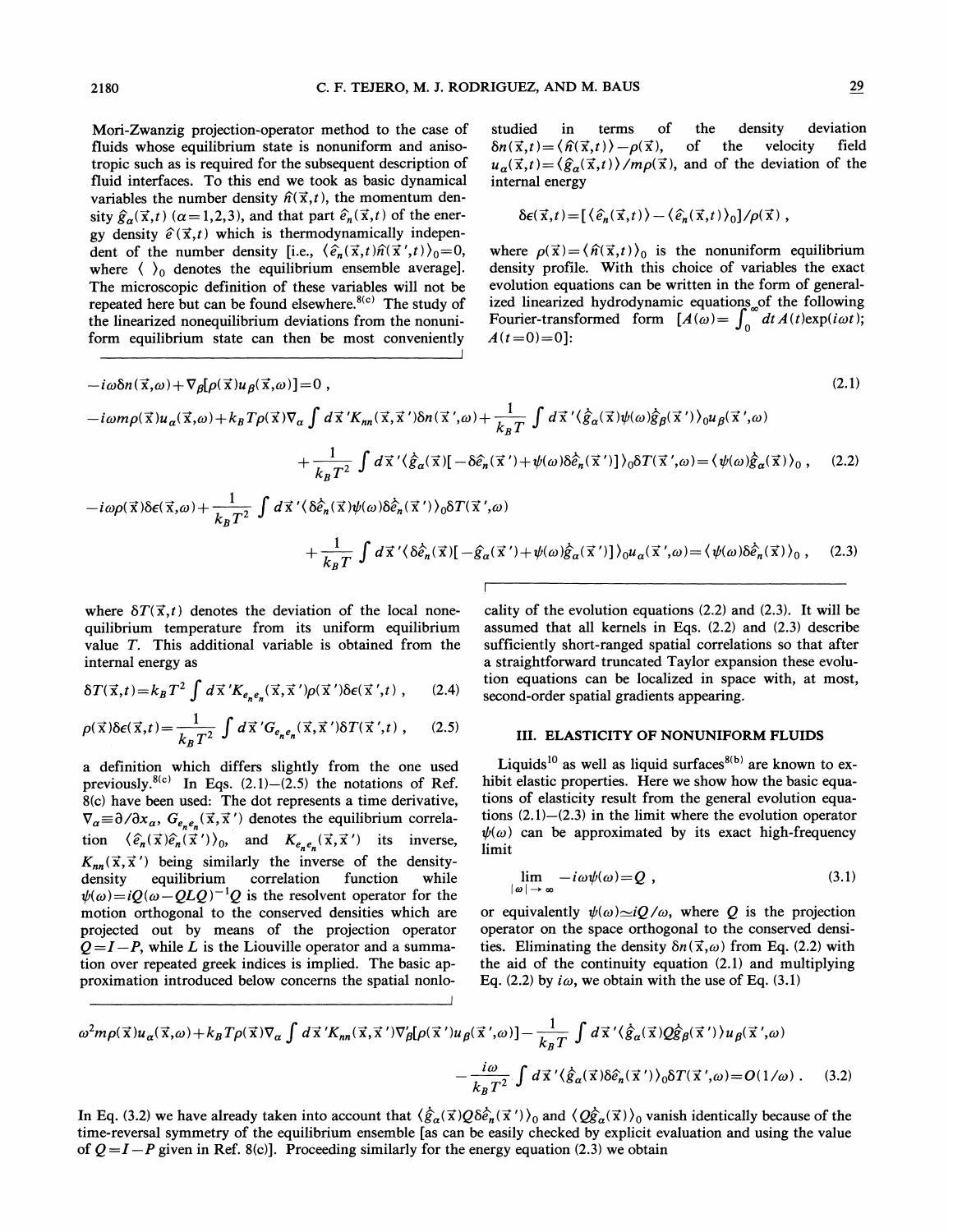Mori-Zwanzig projection-operator method to the case of fluids whose equilibrium state is nonuniform and anisotropic such as is required for the subsequent description of fluid interfaces. To this end we took as basic dynamical variables the number density $\hat{n}(\vec{x},t)$, the momentum density $\hat{g}_\alpha(\vec{x},t)$ ($\alpha=1,2,3$), and that part $\hat{e}_n(\vec{x},t)$ of the energy density $\hat{e}(\vec{x},t)$ which is thermodynamically independent of the number density [i.e., $\langle \hat{e}_n(\vec{x},t)\hat{n}(\vec{x}\,',t)\rangle_0=0$, where $\langle\ \rangle_0$ denotes the equilibrium ensemble average]. The microscopic definition of these variables will not be repeated here but can be found elsewhere.[8(c)] The study of the linearized nonequilibrium deviations from the nonuniform equilibrium state can then be most conveniently studied in terms of the density deviation $\delta n(\vec{x},t)=\langle \hat{n}(\vec{x},t)\rangle-\rho(\vec{x})$, of the velocity field $u_\alpha(\vec{x},t)=\langle \hat{g}_\alpha(\vec{x},t)\rangle/m\rho(\vec{x})$, and of the deviation of the internal energy

$$\delta\epsilon(\vec{x},t)=[\langle \hat{e}_n(\vec{x},t)\rangle-\langle \hat{e}_n(\vec{x},t)\rangle_0]/\rho(\vec{x})\ ,$$

where $\rho(\vec{x})=\langle \hat{n}(\vec{x},t)\rangle_0$ is the nonuniform equilibrium density profile. With this choice of variables the exact evolution equations can be written in the form of generalized linearized hydrodynamic equations of the following Fourier-transformed form [$A(\omega)=\int_0^\infty dt\,A(t)\exp(i\omega t)$; $A(t=0)=0$]:

$$-i\omega\delta n(\vec{x},\omega)+\nabla_\beta[\rho(\vec{x})u_\beta(\vec{x},\omega)]=0\ , \tag{2.1}$$

$$\begin{aligned}-i\omega m\rho(\vec{x})u_\alpha(\vec{x},\omega)&+k_BT\rho(\vec{x})\nabla_\alpha\int d\vec{x}\,'K_{nn}(\vec{x},\vec{x}\,')\delta n(\vec{x}\,',\omega)+\frac{1}{k_BT}\int d\vec{x}\,'\langle \hat{g}_\alpha(\vec{x})\psi(\omega)\hat{g}_\beta(\vec{x}\,')\rangle_0 u_\beta(\vec{x}\,',\omega)\\&+\frac{1}{k_BT^2}\int d\vec{x}\,'\langle \hat{g}_\alpha(\vec{x})[-\delta\hat{e}_n(\vec{x}\,')+\psi(\omega)\delta\hat{e}_n(\vec{x}\,')]\rangle_0\delta T(\vec{x}\,',\omega)=\langle\psi(\omega)\hat{g}_\alpha(\vec{x})\rangle_0\ ,\end{aligned} \tag{2.2}$$

$$\begin{aligned}-i\omega\rho(\vec{x})\delta\epsilon(\vec{x},\omega)&+\frac{1}{k_BT^2}\int d\vec{x}\,'\langle\delta\hat{e}_n(\vec{x})\psi(\omega)\delta\hat{e}_n(\vec{x}\,')\rangle_0\delta T(\vec{x}\,',\omega)\\&+\frac{1}{k_BT}\int d\vec{x}\,'\langle\delta\hat{e}_n(\vec{x})[-\hat{g}_\alpha(\vec{x}\,')+\psi(\omega)\hat{g}_\alpha(\vec{x}\,')]\rangle_0 u_\alpha(\vec{x}\,',\omega)=\langle\psi(\omega)\delta\hat{e}_n(\vec{x})\rangle_0\ ,\end{aligned} \tag{2.3}$$

where $\delta T(\vec{x},t)$ denotes the deviation of the local nonequilibrium temperature from its uniform equilibrium value $T$. This additional variable is obtained from the internal energy as

$$\delta T(\vec{x},t)=k_BT^2\int d\vec{x}\,'K_{e_ne_n}(\vec{x},\vec{x}\,')\rho(\vec{x}\,')\delta\epsilon(\vec{x}\,',t)\ , \tag{2.4}$$

$$\rho(\vec{x})\delta\epsilon(\vec{x},t)=\frac{1}{k_BT^2}\int d\vec{x}\,'G_{e_ne_n}(\vec{x},\vec{x}\,')\delta T(\vec{x}\,',t)\ , \tag{2.5}$$

a definition which differs slightly from the one used previously.[8(c)] In Eqs. (2.1)–(2.5) the notations of Ref. 8(c) have been used: The dot represents a time derivative, $\nabla_\alpha\equiv\partial/\partial x_\alpha$, $G_{e_ne_n}(\vec{x},\vec{x}\,')$ denotes the equilibrium correlation $\langle\hat{e}_n(\vec{x})\hat{e}_n(\vec{x}\,')\rangle_0$, and $K_{e_ne_n}(\vec{x},\vec{x}\,')$ its inverse, $K_{nn}(\vec{x},\vec{x}\,')$ being similarly the inverse of the density-density equilibrium correlation function while $\psi(\omega)=iQ(\omega-QLQ)^{-1}Q$ is the resolvent operator for the motion orthogonal to the conserved densities which are projected out by means of the projection operator $Q=I-P$, while $L$ is the Liouville operator and a summation over repeated greek indices is implied. The basic approximation introduced below concerns the spatial nonlocality of the evolution equations (2.2) and (2.3). It will be assumed that all kernels in Eqs. (2.2) and (2.3) describe sufficiently short-ranged spatial correlations so that after a straightforward truncated Taylor expansion these evolution equations can be localized in space with, at most, second-order spatial gradients appearing.

## III. ELASTICITY OF NONUNIFORM FLUIDS

Liquids[10] as well as liquid surfaces[8(b)] are known to exhibit elastic properties. Here we show how the basic equations of elasticity result from the general evolution equations (2.1)–(2.3) in the limit where the evolution operator $\psi(\omega)$ can be approximated by its exact high-frequency limit

$$\lim_{|\omega|\to\infty}-i\omega\psi(\omega)=Q\ , \tag{3.1}$$

or equivalently $\psi(\omega)\simeq iQ/\omega$, where $Q$ is the projection operator on the space orthogonal to the conserved densities. Eliminating the density $\delta n(\vec{x},\omega)$ from Eq. (2.2) with the aid of the continuity equation (2.1) and multiplying Eq. (2.2) by $i\omega$, we obtain with the use of Eq. (3.1)

$$\begin{aligned}\omega^2 m\rho(\vec{x})u_\alpha(\vec{x},\omega)&+k_BT\rho(\vec{x})\nabla_\alpha\int d\vec{x}\,'K_{nn}(\vec{x},\vec{x}\,')\nabla'_\beta[\rho(\vec{x}\,')u_\beta(\vec{x}\,',\omega)]-\frac{1}{k_BT}\int d\vec{x}\,'\langle\hat{g}_\alpha(\vec{x})Q\hat{g}_\beta(\vec{x}\,')\rangle u_\beta(\vec{x}\,',\omega)\\&-\frac{i\omega}{k_BT^2}\int d\vec{x}\,'\langle\hat{g}_\alpha(\vec{x})\delta\hat{e}_n(\vec{x}\,')\rangle_0\delta T(\vec{x}\,',\omega)=O(1/\omega)\ .\end{aligned} \tag{3.2}$$

In Eq. (3.2) we have already taken into account that $\langle\hat{g}_\alpha(\vec{x})Q\delta\hat{e}_n(\vec{x}\,')\rangle_0$ and $\langle Q\hat{g}_\alpha(\vec{x})\rangle_0$ vanish identically because of the time-reversal symmetry of the equilibrium ensemble [as can be easily checked by explicit evaluation and using the value of $Q=I-P$ given in Ref. 8(c)]. Proceeding similarly for the energy equation (2.3) we obtain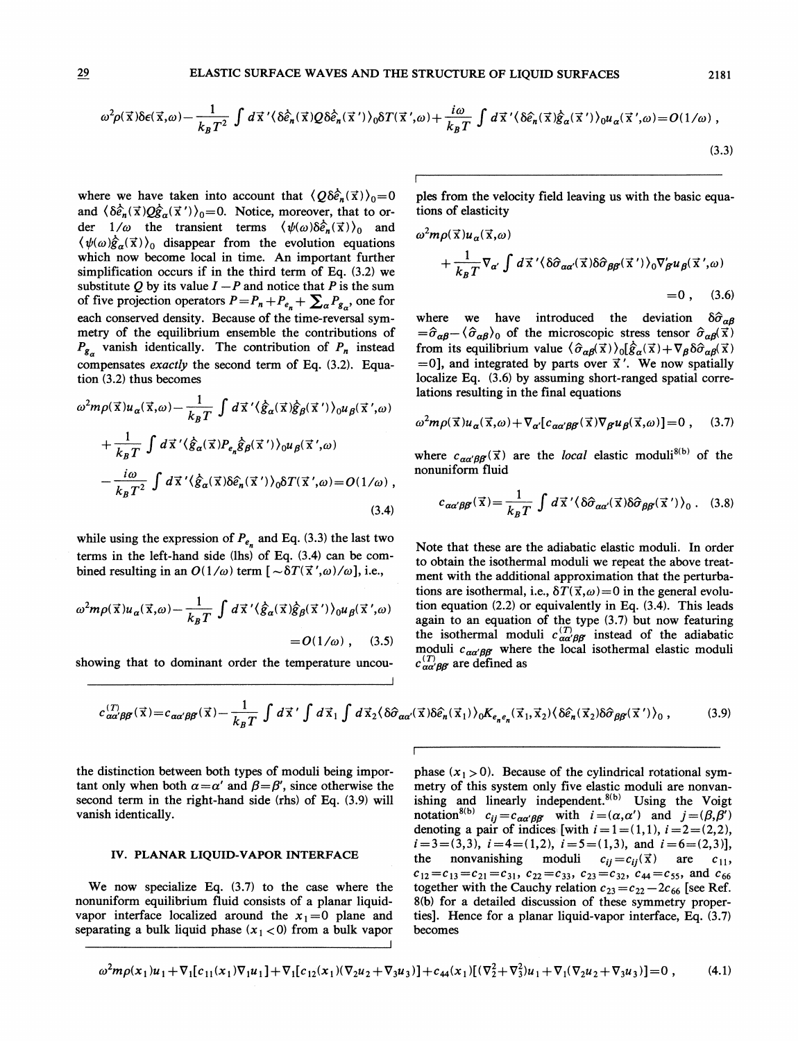$$\omega^2\rho(\vec{x})\delta\epsilon(\vec{x},\omega)-\frac{1}{k_BT^2}\int d\vec{x}\,'\langle\delta\hat{e}_n(\vec{x})Q\delta\hat{e}_n(\vec{x}\,')\rangle_0\delta T(\vec{x}\,',\omega)+\frac{i\omega}{k_BT}\int d\vec{x}\,'\langle\delta\hat{e}_n(\vec{x})\hat{g}_\alpha(\vec{x}\,')\rangle_0 u_\alpha(\vec{x}\,',\omega)=O(1/\omega)\,, \tag{3.3}$$

where we have taken into account that $\langle Q\delta\hat{e}_n(\vec{x})\rangle_0=0$ and $\langle\delta\hat{e}_n(\vec{x})Q\hat{g}_\alpha(\vec{x}\,')\rangle_0=0$. Notice, moreover, that to order $1/\omega$ the transient terms $\langle\psi(\omega)\delta\hat{e}_n(\vec{x})\rangle_0$ and $\langle\psi(\omega)\hat{g}_\alpha(\vec{x})\rangle_0$ disappear from the evolution equations which now become local in time. An important further simplification occurs if in the third term of Eq. (3.2) we substitute $Q$ by its value $I-P$ and notice that $P$ is the sum of five projection operators $P=P_n+P_{e_n}+\sum_\alpha P_{g_\alpha}$, one for each conserved density. Because of the time-reversal symmetry of the equilibrium ensemble the contributions of $P_{g_\alpha}$ vanish identically. The contribution of $P_n$ instead compensates *exactly* the second term of Eq. (3.2). Equation (3.2) thus becomes

$$\omega^2 m\rho(\vec{x})u_\alpha(\vec{x},\omega)-\frac{1}{k_BT}\int d\vec{x}\,'\langle\hat{g}_\alpha(\vec{x})\hat{g}_\beta(\vec{x}\,')\rangle_0 u_\beta(\vec{x}\,',\omega)+\frac{1}{k_BT}\int d\vec{x}\,'\langle\hat{g}_\alpha(\vec{x})P_{e_n}\hat{g}_\beta(\vec{x}\,')\rangle_0 u_\beta(\vec{x}\,',\omega)-\frac{i\omega}{k_BT^2}\int d\vec{x}\,'\langle\hat{g}_\alpha(\vec{x})\delta\hat{e}_n(\vec{x}\,')\rangle_0\delta T(\vec{x}\,',\omega)=O(1/\omega)\,, \tag{3.4}$$

while using the expression of $P_{e_n}$ and Eq. (3.3) the last two terms in the left-hand side (lhs) of Eq. (3.4) can be combined resulting in an $O(1/\omega)$ term $[\sim\delta T(\vec{x}\,',\omega)/\omega]$, i.e.,

$$\omega^2 m\rho(\vec{x})u_\alpha(\vec{x},\omega)-\frac{1}{k_BT}\int d\vec{x}\,'\langle\hat{g}_\alpha(\vec{x})\hat{g}_\beta(\vec{x}\,')\rangle_0 u_\beta(\vec{x}\,',\omega)=O(1/\omega)\,, \tag{3.5}$$

showing that to dominant order the temperature uncouples from the velocity field leaving us with the basic equations of elasticity

$$\omega^2 m\rho(\vec{x})u_\alpha(\vec{x},\omega)+\frac{1}{k_BT}\nabla_{\alpha'}\int d\vec{x}\,'\langle\delta\hat{\sigma}_{\alpha\alpha'}(\vec{x})\delta\hat{\sigma}_{\beta\beta'}(\vec{x}\,')\rangle_0\nabla'_{\beta'}u_\beta(\vec{x}\,',\omega)=0\,, \tag{3.6}$$

where we have introduced the deviation $\delta\hat{\sigma}_{\alpha\beta}=\hat{\sigma}_{\alpha\beta}-\langle\hat{\sigma}_{\alpha\beta}\rangle_0$ of the microscopic stress tensor $\hat{\sigma}_{\alpha\beta}(\vec{x})$ from its equilibrium value $\langle\hat{\sigma}_{\alpha\beta}(\vec{x})\rangle_0[\dot{\hat{g}}_\alpha(\vec{x})+\nabla_\beta\delta\hat{\sigma}_{\alpha\beta}(\vec{x})=0]$, and integrated by parts over $\vec{x}\,'$. We now spatially localize Eq. (3.6) by assuming short-ranged spatial correlations resulting in the final equations

$$\omega^2 m\rho(\vec{x})u_\alpha(\vec{x},\omega)+\nabla_{\alpha'}[c_{\alpha\alpha'\beta\beta'}(\vec{x})\nabla_{\beta'}u_\beta(\vec{x},\omega)]=0\,, \tag{3.7}$$

where $c_{\alpha\alpha'\beta\beta'}(\vec{x})$ are the *local* elastic moduli[8(b)] of the nonuniform fluid

$$c_{\alpha\alpha'\beta\beta'}(\vec{x})=\frac{1}{k_BT}\int d\vec{x}\,'\langle\delta\hat{\sigma}_{\alpha\alpha'}(\vec{x})\delta\hat{\sigma}_{\beta\beta'}(\vec{x}\,')\rangle_0\,. \tag{3.8}$$

Note that these are the adiabatic elastic moduli. In order to obtain the isothermal moduli we repeat the above treatment with the additional approximation that the perturbations are isothermal, i.e., $\delta T(\vec{x},\omega)=0$ in the general evolution equation (2.2) or equivalently in Eq. (3.4). This leads again to an equation of the type (3.7) but now featuring the isothermal moduli $c^{(T)}_{\alpha\alpha'\beta\beta'}$ instead of the adiabatic moduli $c_{\alpha\alpha'\beta\beta'}$ where the local isothermal elastic moduli $c^{(T)}_{\alpha\alpha'\beta\beta'}$ are defined as

$$c^{(T)}_{\alpha\alpha'\beta\beta'}(\vec{x})=c_{\alpha\alpha'\beta\beta'}(\vec{x})-\frac{1}{k_BT}\int d\vec{x}\,'\int d\vec{x}_1\int d\vec{x}_2\langle\delta\hat{\sigma}_{\alpha\alpha'}(\vec{x})\delta\hat{e}_n(\vec{x}_1)\rangle_0 K_{e_ne_n}(\vec{x}_1,\vec{x}_2)\langle\delta\hat{e}_n(\vec{x}_2)\delta\hat{\sigma}_{\beta\beta'}(\vec{x}\,')\rangle_0\,, \tag{3.9}$$

the distinction between both types of moduli being important only when both $\alpha=\alpha'$ and $\beta=\beta'$, since otherwise the second term in the right-hand side (rhs) of Eq. (3.9) will vanish identically.

## IV. PLANAR LIQUID-VAPOR INTERFACE

We now specialize Eq. (3.7) to the case where the nonuniform equilibrium fluid consists of a planar liquid-vapor interface localized around the $x_1=0$ plane and separating a bulk liquid phase ($x_1<0$) from a bulk vapor phase ($x_1>0$). Because of the cylindrical rotational symmetry of this system only five elastic moduli are nonvanishing and linearly independent.[8(b)] Using the Voigt notation[8(b)] $c_{ij}=c_{\alpha\alpha'\beta\beta'}$ with $i=(\alpha,\alpha')$ and $j=(\beta,\beta')$ denoting a pair of indices [with $i=1=(1,1)$, $i=2=(2,2)$, $i=3=(3,3)$, $i=4=(1,2)$, $i=5=(1,3)$, and $i=6=(2,3)$], the nonvanishing moduli $c_{ij}=c_{ij}(\vec{x})$ are $c_{11}$, $c_{12}=c_{13}=c_{21}=c_{31}$, $c_{22}=c_{33}$, $c_{23}=c_{32}$, $c_{44}=c_{55}$, and $c_{66}$ together with the Cauchy relation $c_{23}=c_{22}-2c_{66}$ [see Ref. 8(b) for a detailed discussion of these symmetry properties]. Hence for a planar liquid-vapor interface, Eq. (3.7) becomes

$$\omega^2 m\rho(x_1)u_1+\nabla_1[c_{11}(x_1)\nabla_1u_1]+\nabla_1[c_{12}(x_1)(\nabla_2u_2+\nabla_3u_3)]+c_{44}(x_1)[(\nabla_2^2+\nabla_3^2)u_1+\nabla_1(\nabla_2u_2+\nabla_3u_3)]=0\,, \tag{4.1}$$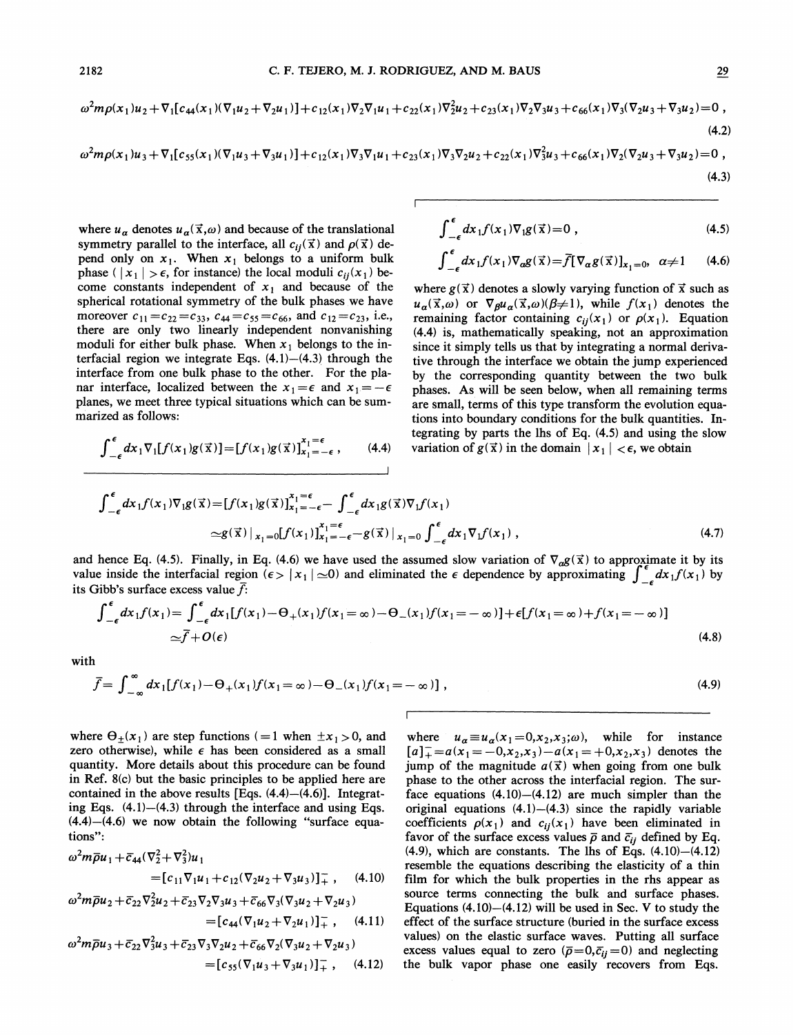$$\omega^2 m\rho(x_1)u_2+\nabla_1[c_{44}(x_1)(\nabla_1 u_2+\nabla_2 u_1)]+c_{12}(x_1)\nabla_2\nabla_1 u_1+c_{22}(x_1)\nabla_2^2 u_2+c_{23}(x_1)\nabla_2\nabla_3 u_3+c_{66}(x_1)\nabla_3(\nabla_2 u_3+\nabla_3 u_2)=0\ , \tag{4.2}$$

$$\omega^2 m\rho(x_1)u_3+\nabla_1[c_{55}(x_1)(\nabla_1 u_3+\nabla_3 u_1)]+c_{12}(x_1)\nabla_3\nabla_1 u_1+c_{23}(x_1)\nabla_3\nabla_2 u_2+c_{22}(x_1)\nabla_3^2 u_3+c_{66}(x_1)\nabla_2(\nabla_2 u_3+\nabla_3 u_2)=0\ , \tag{4.3}$$

where $u_\alpha$ denotes $u_\alpha(\vec{x},\omega)$ and because of the translational symmetry parallel to the interface, all $c_{ij}(\vec{x})$ and $\rho(\vec{x})$ depend only on $x_1$. When $x_1$ belongs to a uniform bulk phase ( $|x_1|>\epsilon$, for instance) the local moduli $c_{ij}(x_1)$ become constants independent of $x_1$ and because of the spherical rotational symmetry of the bulk phases we have moreover $c_{11}=c_{22}=c_{33}$, $c_{44}=c_{55}=c_{66}$, and $c_{12}=c_{23}$, i.e., there are only two linearly independent nonvanishing moduli for either bulk phase. When $x_1$ belongs to the interfacial region we integrate Eqs. (4.1)–(4.3) through the interface from one bulk phase to the other. For the planar interface, localized between the $x_1=\epsilon$ and $x_1=-\epsilon$ planes, we meet three typical situations which can be summarized as follows:

$$\int_{-\epsilon}^{\epsilon} dx_1 \nabla_1[f(x_1)g(\vec{x})]=[f(x_1)g(\vec{x})]_{x_1=-\epsilon}^{x_1=\epsilon}\ , \tag{4.4}$$

$$\int_{-\epsilon}^{\epsilon} dx_1 f(x_1)\nabla_1 g(\vec{x})=0\ , \tag{4.5}$$

$$\int_{-\epsilon}^{\epsilon} dx_1 f(x_1)\nabla_\alpha g(\vec{x})=\bar{f}[\nabla_\alpha g(\vec{x})]_{x_1=0},\ \ \alpha\neq 1 \tag{4.6}$$

where $g(\vec{x})$ denotes a slowly varying function of $\vec{x}$ such as $u_\alpha(\vec{x},\omega)$ or $\nabla_\beta u_\alpha(\vec{x},\omega)(\beta\neq 1)$, while $f(x_1)$ denotes the remaining factor containing $c_{ij}(x_1)$ or $\rho(x_1)$. Equation (4.4) is, mathematically speaking, not an approximation since it simply tells us that by integrating a normal derivative through the interface we obtain the jump experienced by the corresponding quantity between the two bulk phases. As will be seen below, when all remaining terms are small, terms of this type transform the evolution equations into boundary conditions for the bulk quantities. Integrating by parts the lhs of Eq. (4.5) and using the slow variation of $g(\vec{x})$ in the domain $|x_1|<\epsilon$, we obtain

$$\begin{aligned}
\int_{-\epsilon}^{\epsilon} dx_1 f(x_1)\nabla_1 g(\vec{x}) &= [f(x_1)g(\vec{x})]_{x_1=-\epsilon}^{x_1=\epsilon}-\int_{-\epsilon}^{\epsilon} dx_1 g(\vec{x})\nabla_1 f(x_1) \\
&\simeq g(\vec{x})\,|_{x_1=0}[f(x_1)]_{x_1=-\epsilon}^{x_1=\epsilon}-g(\vec{x})\,|_{x_1=0}\int_{-\epsilon}^{\epsilon} dx_1 \nabla_1 f(x_1)\ ,
\end{aligned} \tag{4.7}$$

and hence Eq. (4.5). Finally, in Eq. (4.6) we have used the assumed slow variation of $\nabla_\alpha g(\vec{x})$ to approximate it by its value inside the interfacial region ($\epsilon>|x_1|\simeq 0$) and eliminated the $\epsilon$ dependence by approximating $\int_{-\epsilon}^{\epsilon} dx_1 f(x_1)$ by its Gibb's surface excess value $\bar{f}$:

$$\begin{aligned}
\int_{-\epsilon}^{\epsilon} dx_1 f(x_1) &= \int_{-\epsilon}^{\epsilon} dx_1[f(x_1)-\Theta_+(x_1)f(x_1=\infty)-\Theta_-(x_1)f(x_1=-\infty)]+\epsilon[f(x_1=\infty)+f(x_1=-\infty)] \\
&\simeq \bar{f}+O(\epsilon)
\end{aligned} \tag{4.8}$$

with

$$\bar{f}=\int_{-\infty}^{\infty} dx_1[f(x_1)-\Theta_+(x_1)f(x_1=\infty)-\Theta_-(x_1)f(x_1=-\infty)]\ , \tag{4.9}$$

where $\Theta_\pm(x_1)$ are step functions ($=1$ when $\pm x_1>0$, and zero otherwise), while $\epsilon$ has been considered as a small quantity. More details about this procedure can be found in Ref. 8(c) but the basic principles to be applied here are contained in the above results [Eqs. (4.4)–(4.6)]. Integrating Eqs. (4.1)–(4.3) through the interface and using Eqs. (4.4)–(4.6) we now obtain the following "surface equations":

$$\omega^2 m\bar{\rho}u_1+\bar{c}_{44}(\nabla_2^2+\nabla_3^2)u_1 =[c_{11}\nabla_1 u_1+c_{12}(\nabla_2 u_2+\nabla_3 u_3)]_+^-\ , \tag{4.10}$$

$$\omega^2 m\bar{\rho}u_2+\bar{c}_{22}\nabla_2^2 u_2+\bar{c}_{23}\nabla_2\nabla_3 u_3+\bar{c}_{66}\nabla_3(\nabla_3 u_2+\nabla_2 u_3) =[c_{44}(\nabla_1 u_2+\nabla_2 u_1)]_+^-\ , \tag{4.11}$$

$$\omega^2 m\bar{\rho}u_3+\bar{c}_{22}\nabla_3^2 u_3+\bar{c}_{23}\nabla_3\nabla_2 u_2+\bar{c}_{66}\nabla_2(\nabla_3 u_2+\nabla_2 u_3) =[c_{55}(\nabla_1 u_3+\nabla_3 u_1)]_+^-\ , \tag{4.12}$$

where $u_\alpha\equiv u_\alpha(x_1=0,x_2,x_3;\omega)$, while for instance $[a]_+^-=a(x_1=-0,x_2,x_3)-a(x_1=+0,x_2,x_3)$ denotes the jump of the magnitude $a(\vec{x})$ when going from one bulk phase to the other across the interfacial region. The surface equations (4.10)–(4.12) are much simpler than the original equations (4.1)–(4.3) since the rapidly variable coefficients $\rho(x_1)$ and $c_{ij}(x_1)$ have been eliminated in favor of the surface excess values $\bar{\rho}$ and $\bar{c}_{ij}$ defined by Eq. (4.9), which are constants. The lhs of Eqs. (4.10)–(4.12) resemble the equations describing the elasticity of a thin film for which the bulk properties in the rhs appear as source terms connecting the bulk and surface phases. Equations (4.10)–(4.12) will be used in Sec. V to study the effect of the surface structure (buried in the surface excess values) on the elastic surface waves. Putting all surface excess values equal to zero ($\bar{\rho}=0,\bar{c}_{ij}=0$) and neglecting the bulk vapor phase one easily recovers from Eqs.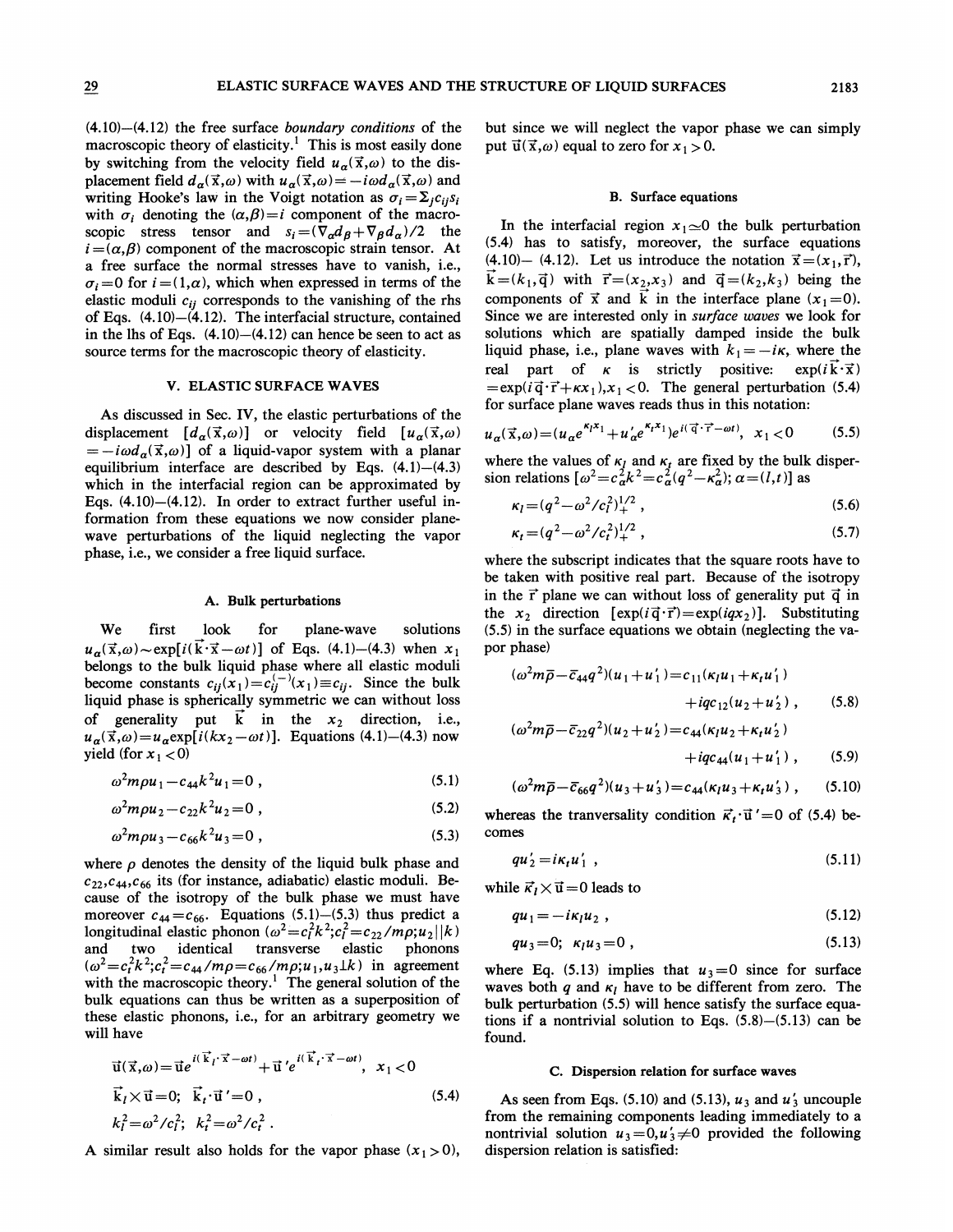(4.10)–(4.12) the free surface *boundary conditions* of the macroscopic theory of elasticity.[1] This is most easily done by switching from the velocity field $u_\alpha(\vec{x},\omega)$ to the displacement field $d_\alpha(\vec{x},\omega)$ with $u_\alpha(\vec{x},\omega)=-i\omega d_\alpha(\vec{x},\omega)$ and writing Hooke's law in the Voigt notation as $\sigma_i=\sum_j c_{ij}s_i$ with $\sigma_i$ denoting the $(\alpha,\beta)=i$ component of the macroscopic stress tensor and $s_i=(\nabla_\alpha d_\beta+\nabla_\beta d_\alpha)/2$ the $i=(\alpha,\beta)$ component of the macroscopic strain tensor. At a free surface the normal stresses have to vanish, i.e., $\sigma_i=0$ for $i=(1,\alpha)$, which when expressed in terms of the elastic moduli $c_{ij}$ corresponds to the vanishing of the rhs of Eqs. (4.10)–(4.12). The interfacial structure, contained in the lhs of Eqs. (4.10)–(4.12) can hence be seen to act as source terms for the macroscopic theory of elasticity.

## V. ELASTIC SURFACE WAVES

As discussed in Sec. IV, the elastic perturbations of the displacement $[d_\alpha(\vec{x},\omega)]$ or velocity field $[u_\alpha(\vec{x},\omega)=-i\omega d_\alpha(\vec{x},\omega)]$ of a liquid-vapor system with a planar equilibrium interface are described by Eqs. (4.1)–(4.3) which in the interfacial region can be approximated by Eqs. (4.10)–(4.12). In order to extract further useful information from these equations we now consider plane-wave perturbations of the liquid neglecting the vapor phase, i.e., we consider a free liquid surface.

### A. Bulk perturbations

We first look for plane-wave solutions $u_\alpha(\vec{x},\omega)\sim\exp[i(\vec{k}\cdot\vec{x}-\omega t)]$ of Eqs. (4.1)–(4.3) when $x_1$ belongs to the bulk liquid phase where all elastic moduli become constants $c_{ij}(x_1)=c_{ij}^{(-)}(x_1)\equiv c_{ij}$. Since the bulk liquid phase is spherically symmetric we can without loss of generality put $\vec{k}$ in the $x_2$ direction, i.e., $u_\alpha(\vec{x},\omega)=u_\alpha\exp[i(kx_2-\omega t)]$. Equations (4.1)–(4.3) now yield (for $x_1<0$)

$$\omega^2 m\rho u_1-c_{44}k^2u_1=0\ , \tag{5.1}$$

$$\omega^2 m\rho u_2-c_{22}k^2u_2=0\ , \tag{5.2}$$

$$\omega^2 m\rho u_3-c_{66}k^2u_3=0\ , \tag{5.3}$$

where $\rho$ denotes the density of the liquid bulk phase and $c_{22},c_{44},c_{66}$ its (for instance, adiabatic) elastic moduli. Because of the isotropy of the bulk phase we must have moreover $c_{44}=c_{66}$. Equations (5.1)–(5.3) thus predict a longitudinal elastic phonon ($\omega^2=c_l^2k^2;c_l^2=c_{22}/m\rho;u_2\parallel k$) and two identical transverse elastic phonons ($\omega^2=c_t^2k^2;c_t^2=c_{44}/m\rho=c_{66}/m\rho;u_1,u_3\perp k$) in agreement with the macroscopic theory.[1] The general solution of the bulk equations can thus be written as a superposition of these elastic phonons, i.e., for an arbitrary geometry we will have

$$\begin{gathered}\vec{u}(\vec{x},\omega)=\vec{u}e^{i(\vec{k}_l\cdot\vec{x}-\omega t)}+\vec{u}\,'e^{i(\vec{k}_t\cdot\vec{x}-\omega t)},\ x_1<0\\ \vec{k}_l\times\vec{u}=0;\ \ \vec{k}_t\cdot\vec{u}\,'=0\ ,\\ k_l^2=\omega^2/c_l^2;\ \ k_t^2=\omega^2/c_t^2\ .\end{gathered} \tag{5.4}$$

A similar result also holds for the vapor phase ($x_1>0$), but since we will neglect the vapor phase we can simply put $\vec{u}(\vec{x},\omega)$ equal to zero for $x_1>0$.

### B. Surface equations

In the interfacial region $x_1\simeq0$ the bulk perturbation (5.4) has to satisfy, moreover, the surface equations (4.10)– (4.12). Let us introduce the notation $\vec{x}=(x_1,\vec{r})$, $\vec{k}=(k_1,\vec{q})$ with $\vec{r}=(x_2,x_3)$ and $\vec{q}=(k_2,k_3)$ being the components of $\vec{x}$ and $\vec{k}$ in the interface plane ($x_1=0$). Since we are interested only in *surface waves* we look for solutions which are spatially damped inside the bulk liquid phase, i.e., plane waves with $k_1=-i\kappa$, where the real part of $\kappa$ is strictly positive: $\exp(i\vec{k}\cdot\vec{x})=\exp(i\vec{q}\cdot\vec{r}+\kappa x_1),x_1<0$. The general perturbation (5.4) for surface plane waves reads thus in this notation:

$$u_\alpha(\vec{x},\omega)=(u_\alpha e^{\kappa_l x_1}+u'_\alpha e^{\kappa_t x_1})e^{i(\vec{q}\cdot\vec{r}-\omega t)},\ \ x_1<0 \tag{5.5}$$

where the values of $\kappa_l$ and $\kappa_t$ are fixed by the bulk dispersion relations $[\omega^2=c_\alpha^2k^2=c_\alpha^2(q^2-\kappa_\alpha^2);\ \alpha=(l,t)]$ as

$$\kappa_l=(q^2-\omega^2/c_l^2)_+^{1/2}\ , \tag{5.6}$$

$$\kappa_t=(q^2-\omega^2/c_t^2)_+^{1/2}\ , \tag{5.7}$$

where the subscript indicates that the square roots have to be taken with positive real part. Because of the isotropy in the $\vec{r}$ plane we can without loss of generality put $\vec{q}$ in the $x_2$ direction $[\exp(i\vec{q}\cdot\vec{r})=\exp(iqx_2)]$. Substituting (5.5) in the surface equations we obtain (neglecting the vapor phase)

$$(\omega^2m\bar{\rho}-\bar{c}_{44}q^2)(u_1+u'_1)=c_{11}(\kappa_l u_1+\kappa_t u'_1)+iqc_{12}(u_2+u'_2)\ , \tag{5.8}$$

$$(\omega^2m\bar{\rho}-\bar{c}_{22}q^2)(u_2+u'_2)=c_{44}(\kappa_l u_2+\kappa_t u'_2)+iqc_{44}(u_1+u'_1)\ , \tag{5.9}$$

$$(\omega^2m\bar{\rho}-\bar{c}_{66}q^2)(u_3+u'_3)=c_{44}(\kappa_l u_3+\kappa_t u'_3)\ , \tag{5.10}$$

whereas the tranversality condition $\vec{\kappa}_t\cdot\vec{u}\,'=0$ of (5.4) becomes

$$qu'_2=i\kappa_t u'_1\ , \tag{5.11}$$

while $\vec{\kappa}_l\times\vec{u}=0$ leads to

$$qu_1=-i\kappa_l u_2\ , \tag{5.12}$$

$$qu_3=0;\ \ \kappa_l u_3=0\ , \tag{5.13}$$

where Eq. (5.13) implies that $u_3=0$ since for surface waves both $q$ and $\kappa_l$ have to be different from zero. The bulk perturbation (5.5) will hence satisfy the surface equations if a nontrivial solution to Eqs. (5.8)–(5.13) can be found.

### C. Dispersion relation for surface waves

As seen from Eqs. (5.10) and (5.13), $u_3$ and $u'_3$ uncouple from the remaining components leading immediately to a nontrivial solution $u_3=0,u'_3\neq0$ provided the following dispersion relation is satisfied: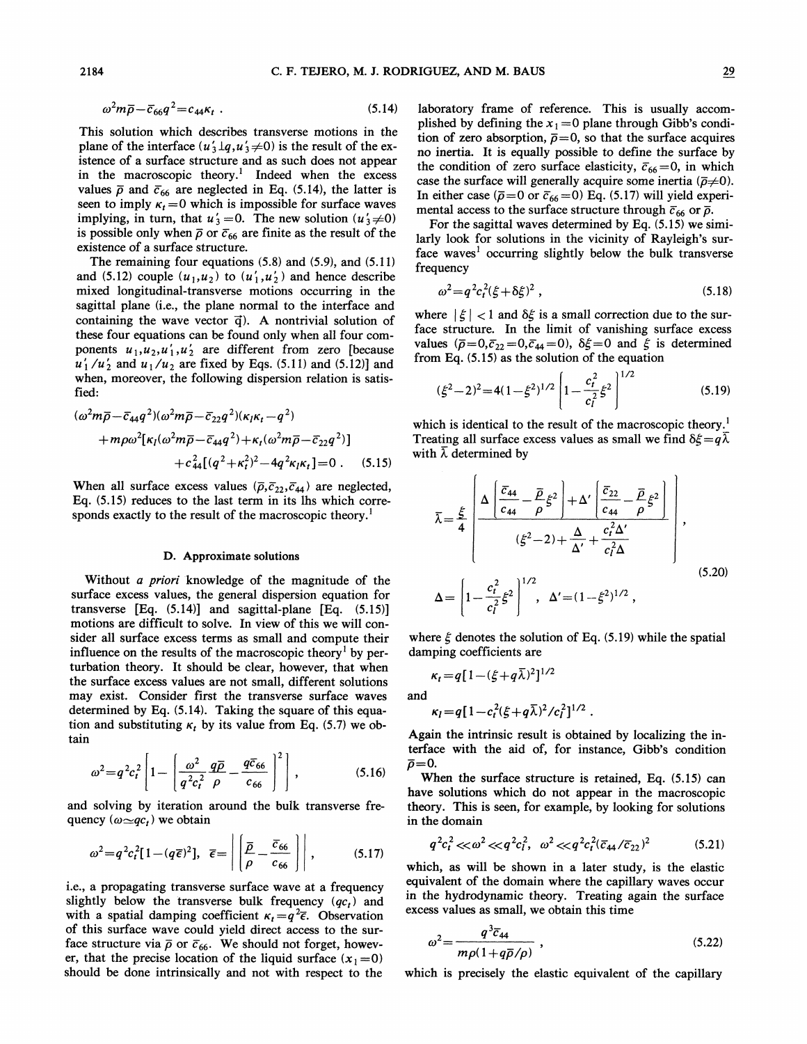$$\omega^2 m\bar{\rho} - \bar{c}_{66} q^2 = c_{44}\kappa_t \ . \tag{5.14}$$

This solution which describes transverse motions in the plane of the interface ($u_3' \perp q, u_3' \neq 0$) is the result of the existence of a surface structure and as such does not appear in the macroscopic theory.[1] Indeed when the excess values $\bar{\rho}$ and $\bar{c}_{66}$ are neglected in Eq. (5.14), the latter is seen to imply $\kappa_t = 0$ which is impossible for surface waves implying, in turn, that $u_3' = 0$. The new solution ($u_3' \neq 0$) is possible only when $\bar{\rho}$ or $\bar{c}_{66}$ are finite as the result of the existence of a surface structure.

The remaining four equations (5.8) and (5.9), and (5.11) and (5.12) couple $(u_1, u_2)$ to $(u_1', u_2')$ and hence describe mixed longitudinal-transverse motions occurring in the sagittal plane (i.e., the plane normal to the interface and containing the wave vector $\vec{q}$). A nontrivial solution of these four equations can be found only when all four components $u_1, u_2, u_1', u_2'$ are different from zero [because $u_1'/u_2'$ and $u_1/u_2$ are fixed by Eqs. (5.11) and (5.12)] and when, moreover, the following dispersion relation is satisfied:

$$\begin{aligned}(\omega^2 m\bar{\rho} - \bar{c}_{44}q^2)(\omega^2 m\bar{\rho} - \bar{c}_{22}q^2)(\kappa_l\kappa_t - q^2) \\ + m\rho\omega^2[\kappa_l(\omega^2 m\bar{\rho} - \bar{c}_{44}q^2) + \kappa_t(\omega^2 m\bar{\rho} - \bar{c}_{22}q^2)] \\ + c_{44}^2[(q^2+\kappa_t^2)^2 - 4q^2\kappa_l\kappa_t] = 0 \ . \end{aligned} \tag{5.15}$$

When all surface excess values ($\bar{\rho}, \bar{c}_{22}, \bar{c}_{44}$) are neglected, Eq. (5.15) reduces to the last term in its lhs which corresponds exactly to the result of the macroscopic theory.[1]

### D. Approximate solutions

Without *a priori* knowledge of the magnitude of the surface excess values, the general dispersion equation for transverse [Eq. (5.14)] and sagittal-plane [Eq. (5.15)] motions are difficult to solve. In view of this we will consider all surface excess terms as small and compute their influence on the results of the macroscopic theory[1] by perturbation theory. It should be clear, however, that when the surface excess values are not small, different solutions may exist. Consider first the transverse surface waves determined by Eq. (5.14). Taking the square of this equation and substituting $\kappa_t$ by its value from Eq. (5.7) we obtain

$$\omega^2 = q^2 c_t^2 \left[ 1 - \left[ \frac{\omega^2}{q^2 c_t^2}\frac{q\bar{\rho}}{\rho} - \frac{q\bar{c}_{66}}{c_{66}} \right]^2 \right] , \tag{5.16}$$

and solving by iteration around the bulk transverse frequency ($\omega \simeq qc_t$) we obtain

$$\omega^2 = q^2 c_t^2 [1 - (q\bar{\epsilon})^2], \quad \bar{\epsilon} = \left| \left[ \frac{\bar{\rho}}{\rho} - \frac{\bar{c}_{66}}{c_{66}} \right] \right| , \tag{5.17}$$

i.e., a propagating transverse surface wave at a frequency slightly below the transverse bulk frequency ($qc_t$) and with a spatial damping coefficient $\kappa_t = q^2\bar{\epsilon}$. Observation of this surface wave could yield direct access to the surface structure via $\bar{\rho}$ or $\bar{c}_{66}$. We should not forget, however, that the precise location of the liquid surface ($x_1 = 0$) should be done intrinsically and not with respect to the laboratory frame of reference. This is usually accomplished by defining the $x_1 = 0$ plane through Gibb's condition of zero absorption, $\bar{\rho} = 0$, so that the surface acquires no inertia. It is equally possible to define the surface by the condition of zero surface elasticity, $\bar{c}_{66} = 0$, in which case the surface will generally acquire some inertia ($\bar{\rho} \neq 0$). In either case ($\bar{\rho} = 0$ or $\bar{c}_{66} = 0$) Eq. (5.17) will yield experimental access to the surface structure through $\bar{c}_{66}$ or $\bar{\rho}$.

For the sagittal waves determined by Eq. (5.15) we similarly look for solutions in the vicinity of Rayleigh's surface waves[1] occurring slightly below the bulk transverse frequency

$$\omega^2 = q^2 c_t^2 (\xi + \delta\xi)^2 , \tag{5.18}$$

where $|\xi| < 1$ and $\delta\xi$ is a small correction due to the surface structure. In the limit of vanishing surface excess values ($\bar{\rho} = 0, \bar{c}_{22} = 0, \bar{c}_{44} = 0$), $\delta\xi = 0$ and $\xi$ is determined from Eq. (5.15) as the solution of the equation

$$(\xi^2 - 2)^2 = 4(1-\xi^2)^{1/2} \left[ 1 - \frac{c_t^2}{c_l^2}\xi^2 \right]^{1/2} \tag{5.19}$$

which is identical to the result of the macroscopic theory.[1] Treating all surface excess values as small we find $\delta\xi = q\bar{\lambda}$ with $\bar{\lambda}$ determined by

$$\bar{\lambda} = \frac{\xi}{4} \left[ \frac{\Delta \left[ \dfrac{\bar{c}_{44}}{c_{44}} - \dfrac{\bar{\rho}}{\rho}\xi^2 \right] + \Delta' \left[ \dfrac{\bar{c}_{22}}{c_{44}} - \dfrac{\bar{\rho}}{\rho}\xi^2 \right]}{(\xi^2 - 2) + \dfrac{\Delta}{\Delta'} + \dfrac{c_t^2 \Delta'}{c_l^2 \Delta}} \right] ,$$

$$\Delta = \left[ 1 - \frac{c_t^2}{c_l^2}\xi^2 \right]^{1/2} , \quad \Delta' = (1-\xi^2)^{1/2} , \tag{5.20}$$

where $\xi$ denotes the solution of Eq. (5.19) while the spatial damping coefficients are

$$\kappa_t = q[1 - (\xi + q\bar{\lambda})^2]^{1/2}$$

and

$$\kappa_l = q[1 - c_t^2(\xi + q\bar{\lambda})^2 / c_l^2]^{1/2} \ .$$

Again the intrinsic result is obtained by localizing the interface with the aid of, for instance, Gibb's condition $\bar{\rho} = 0$.

When the surface structure is retained, Eq. (5.15) can have solutions which do not appear in the macroscopic theory. This is seen, for example, by looking for solutions in the domain

$$q^2 c_t^2 \ll \omega^2 \ll q^2 c_l^2, \quad \omega^2 \ll q^2 c_t^2 (\bar{c}_{44}/\bar{c}_{22})^2 \tag{5.21}$$

which, as will be shown in a later study, is the elastic equivalent of the domain where the capillary waves occur in the hydrodynamic theory. Treating again the surface excess values as small, we obtain this time

$$\omega^2 = \frac{q^3 \bar{c}_{44}}{m\rho(1 + q\bar{\rho}/\rho)} , \tag{5.22}$$

which is precisely the elastic equivalent of the capillary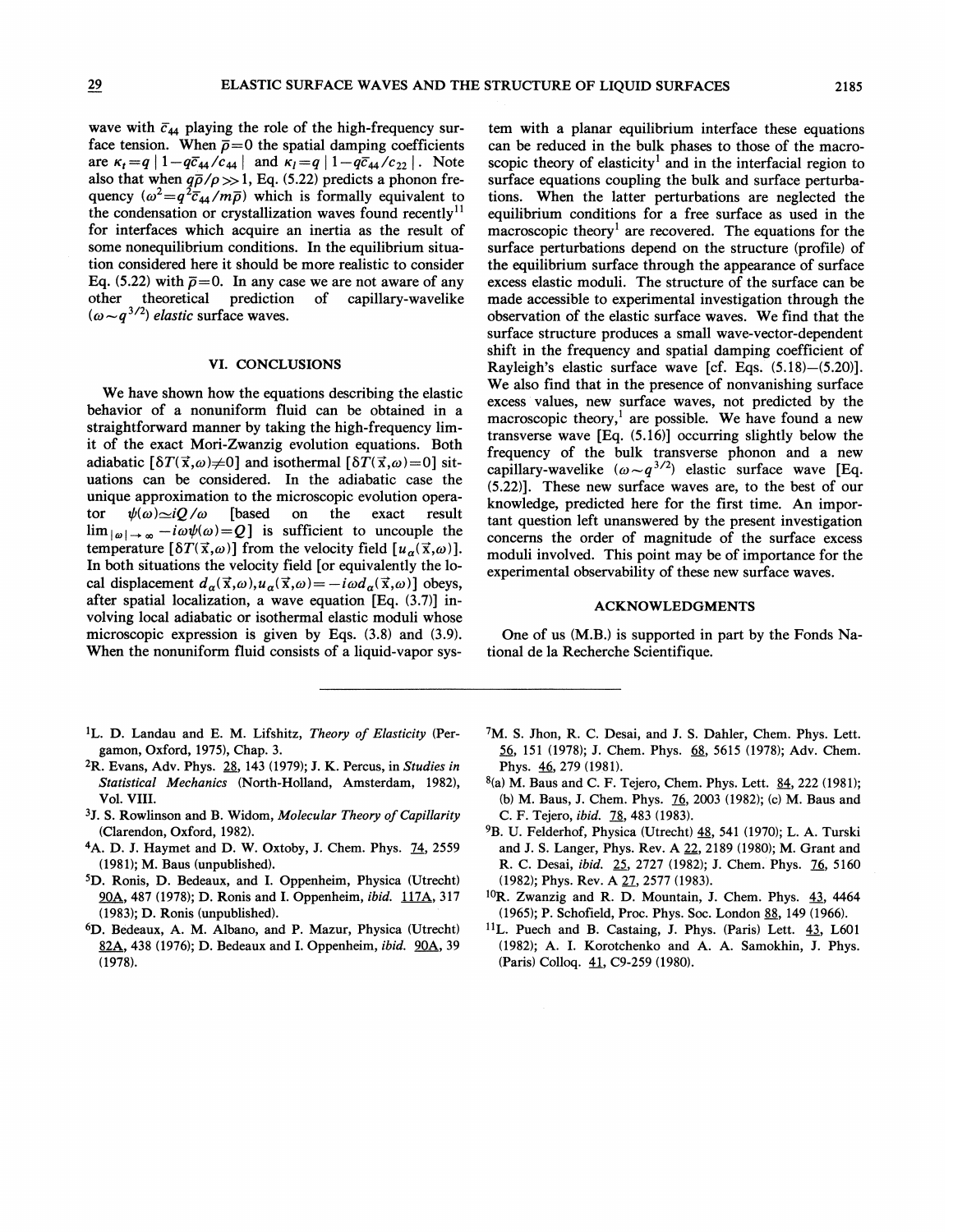wave with $\bar{c}_{44}$ playing the role of the high-frequency surface tension. When $\bar{p}=0$ the spatial damping coefficients are $\kappa_t = q\,|\,1-q\bar{c}_{44}/c_{44}\,|$ and $\kappa_l = q\,|\,1-q\bar{c}_{44}/c_{22}\,|$. Note also that when $q\bar{p}/p \gg 1$, Eq. (5.22) predicts a phonon frequency ($\omega^2 = q^2\bar{c}_{44}/m\bar{p}$) which is formally equivalent to the condensation or crystallization waves found recently[11] for interfaces which acquire an inertia as the result of some nonequilibrium conditions. In the equilibrium situation considered here it should be more realistic to consider Eq. (5.22) with $\bar{p}=0$. In any case we are not aware of any other theoretical prediction of capillary-wavelike ($\omega \sim q^{3/2}$) *elastic* surface waves.

## VI. CONCLUSIONS

We have shown how the equations describing the elastic behavior of a nonuniform fluid can be obtained in a straightforward manner by taking the high-frequency limit of the exact Mori-Zwanzig evolution equations. Both adiabatic [$\delta T(\vec{x},\omega)\neq 0$] and isothermal [$\delta T(\vec{x},\omega)=0$] situations can be considered. In the adiabatic case the unique approximation to the microscopic evolution operator $\psi(\omega)\simeq iQ/\omega$ [based on the exact result $\lim_{|\omega|\to\infty} -i\omega\psi(\omega)=Q$] is sufficient to uncouple the temperature [$\delta T(\vec{x},\omega)$] from the velocity field [$u_\alpha(\vec{x},\omega)$]. In both situations the velocity field [or equivalently the local displacement $d_\alpha(\vec{x},\omega), u_\alpha(\vec{x},\omega) = -i\omega d_\alpha(\vec{x},\omega)$] obeys, after spatial localization, a wave equation [Eq. (3.7)] involving local adiabatic or isothermal elastic moduli whose microscopic expression is given by Eqs. (3.8) and (3.9). When the nonuniform fluid consists of a liquid-vapor system with a planar equilibrium interface these equations can be reduced in the bulk phases to those of the macroscopic theory of elasticity[1] and in the interfacial region to surface equations coupling the bulk and surface perturbations. When the latter perturbations are neglected the equilibrium conditions for a free surface as used in the macroscopic theory[1] are recovered. The equations for the surface perturbations depend on the structure (profile) of the equilibrium surface through the appearance of surface excess elastic moduli. The structure of the surface can be made accessible to experimental investigation through the observation of the elastic surface waves. We find that the surface structure produces a small wave-vector-dependent shift in the frequency and spatial damping coefficient of Rayleigh's elastic surface wave [cf. Eqs. (5.18)–(5.20)]. We also find that in the presence of nonvanishing surface excess values, new surface waves, not predicted by the macroscopic theory,[1] are possible. We have found a new transverse wave [Eq. (5.16)] occurring slightly below the frequency of the bulk transverse phonon and a new capillary-wavelike ($\omega \sim q^{3/2}$) elastic surface wave [Eq. (5.22)]. These new surface waves are, to the best of our knowledge, predicted here for the first time. An important question left unanswered by the present investigation concerns the order of magnitude of the surface excess moduli involved. This point may be of importance for the experimental observability of these new surface waves.

## ACKNOWLEDGMENTS

One of us (M.B.) is supported in part by the Fonds National de la Recherche Scientifique.

---

[1] L. D. Landau and E. M. Lifshitz, *Theory of Elasticity* (Pergamon, Oxford, 1975), Chap. 3.

[2] R. Evans, Adv. Phys. 28, 143 (1979); J. K. Percus, in *Studies in Statistical Mechanics* (North-Holland, Amsterdam, 1982), Vol. VIII.

[3] J. S. Rowlinson and B. Widom, *Molecular Theory of Capillarity* (Clarendon, Oxford, 1982).

[4] A. D. J. Haymet and D. W. Oxtoby, J. Chem. Phys. 74, 2559 (1981); M. Baus (unpublished).

[5] D. Ronis, D. Bedeaux, and I. Oppenheim, Physica (Utrecht) 90A, 487 (1978); D. Ronis and I. Oppenheim, *ibid.* 117A, 317 (1983); D. Ronis (unpublished).

[6] D. Bedeaux, A. M. Albano, and P. Mazur, Physica (Utrecht) 82A, 438 (1976); D. Bedeaux and I. Oppenheim, *ibid.* 90A, 39 (1978).

[7] M. S. Jhon, R. C. Desai, and J. S. Dahler, Chem. Phys. Lett. 56, 151 (1978); J. Chem. Phys. 68, 5615 (1978); Adv. Chem. Phys. 46, 279 (1981).

[8] (a) M. Baus and C. F. Tejero, Chem. Phys. Lett. 84, 222 (1981); (b) M. Baus, J. Chem. Phys. 76, 2003 (1982); (c) M. Baus and C. F. Tejero, *ibid.* 78, 483 (1983).

[9] B. U. Felderhof, Physica (Utrecht) 48, 541 (1970); L. A. Turski and J. S. Langer, Phys. Rev. A 22, 2189 (1980); M. Grant and R. C. Desai, *ibid.* 25, 2727 (1982); J. Chem. Phys. 76, 5160 (1982); Phys. Rev. A 27, 2577 (1983).

[10] R. Zwanzig and R. D. Mountain, J. Chem. Phys. 43, 4464 (1965); P. Schofield, Proc. Phys. Soc. London 88, 149 (1966).

[11] L. Puech and B. Castaing, J. Phys. (Paris) Lett. 43, L601 (1982); A. I. Korotchenko and A. A. Samokhin, J. Phys. (Paris) Colloq. 41, C9-259 (1980).